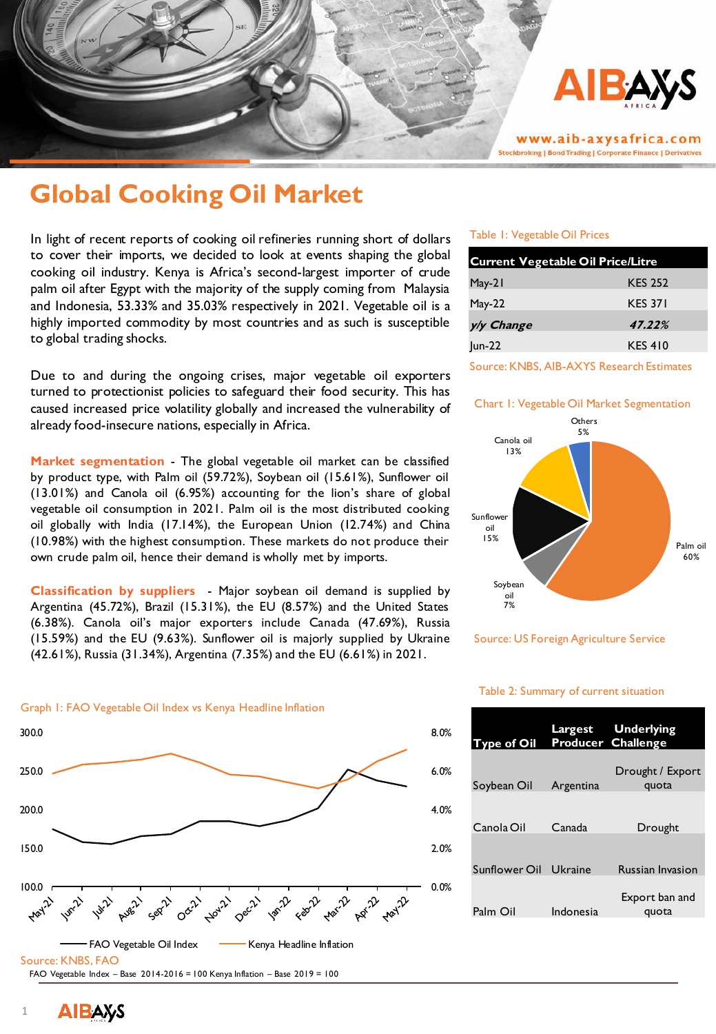# Global Cooking Oil Market

In light of recent reports of cooking oil refineries running short of dollars to cover their imports, we decided to look at events shaping the global cooking oil industry. Kenya is Africa's second-largest importer of crude palm oil after Egypt with the majority of the supply coming from Malaysia and Indonesia, 53.33% and 35.03% respectively in 2021. Vegetable oil is a highly imported commodity by most countries and as such is susceptible to global trading shocks.

Due to and during the ongoing crises, major vegetable oil exporters turned to protectionist policies to safeguard their food security. This has caused increased price volatility globally and increased the vulnerability of already food-insecure nations, especially in Africa.

**Market segmentation** - The global vegetable oil market can be classified by product type, with Palm oil (59.72%), Soybean oil (15.61%), Sunflower oil (13.01%) and Canola oil (6.95%) accounting for the lion's share of global vegetable oil consumption in 2021. Palm oil is the most distributed cooking oil globally with India (17.14%), the European Union (12.74%) and China (10.98%) with the highest consumption. These markets do not produce their own crude palm oil, hence their demand is wholly met by imports.

**Classification by suppliers** - Major soybean oil demand is supplied by Argentina (45.72%), Brazil (15.31%), the EU (8.57%) and the United States (6.38%). Canola oil's major exporters include Canada (47.69%), Russia (15.59%) and the EU (9.63%). Sunflower oil is majorly supplied by Ukraine (42.61%), Russia (31.34%), Argentina (7.35%) and the EU (6.61%) in 2021.

Table 1: Vegetable Oil Prices

| Current Vegetable Oil Price/Litre | |
|---|---|
| May-21 | KES 252 |
| May-22 | KES 371 |
| *y/y Change* | *47.22%* |
| Jun-22 | KES 410 |

Source: KNBS, AIB-AXYS Research Estimates

Chart 1: Vegetable Oil Market Segmentation

| Segment | Share |
|---|---|
| Palm oil | 60% |
| Soybean oil | 7% |
| Sunflower oil | 15% |
| Canola oil | 13% |
| Others | 5% |

Source: US Foreign Agriculture Service

Graph 1: FAO Vegetable Oil Index vs Kenya Headline Inflation

Source: KNBS, FAO

FAO Vegetable Index – Base 2014-2016 = 100 Kenya Inflation – Base 2019 = 100

Table 2: Summary of current situation

| Type of Oil | Largest Producer | Underlying Challenge |
|---|---|---|
| Soybean Oil | Argentina | Drought / Export quota |
| Canola Oil | Canada | Drought |
| Sunflower Oil | Ukraine | Russian Invasion |
| Palm Oil | Indonesia | Export ban and quota |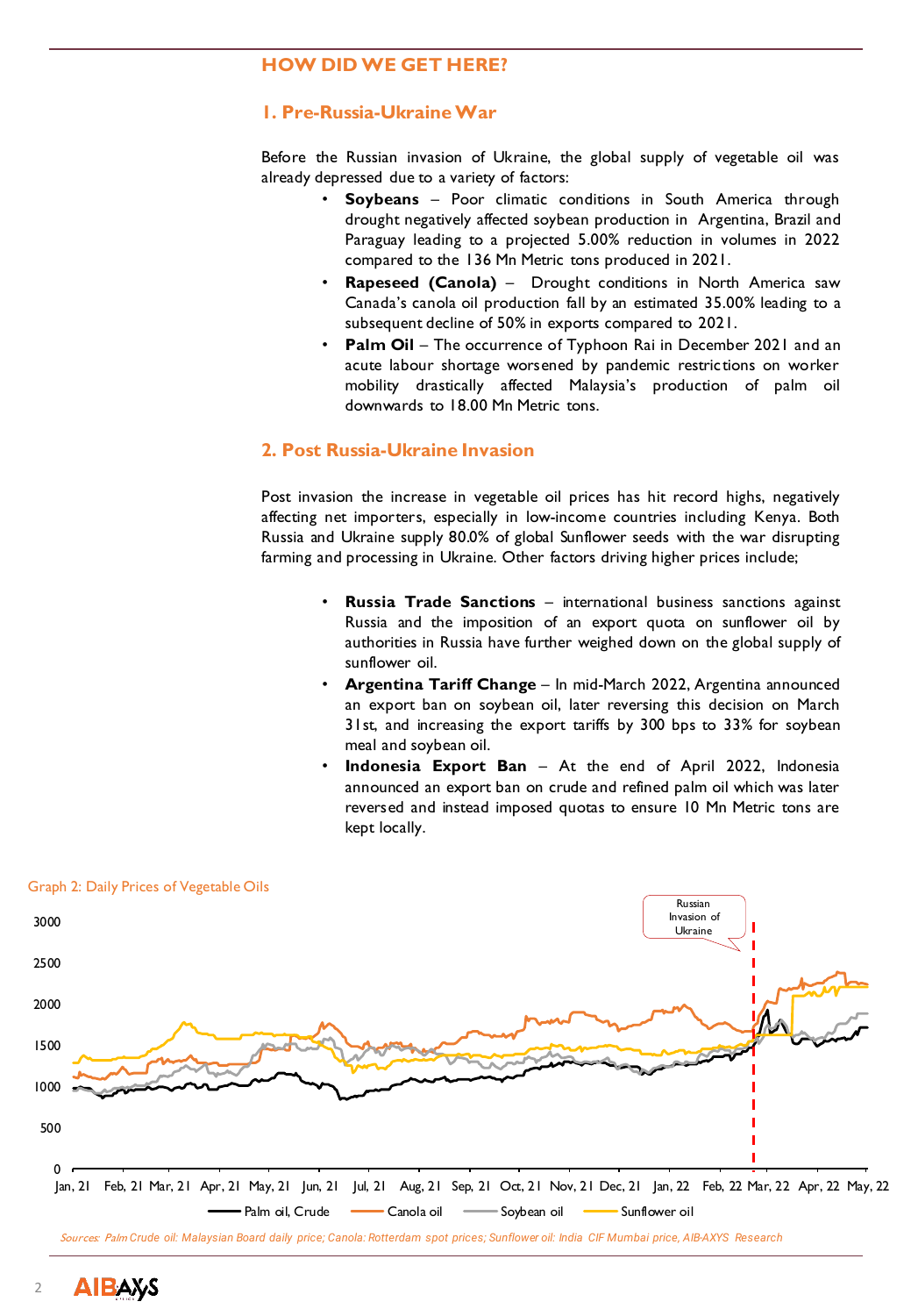## HOW DID WE GET HERE?

### 1. Pre-Russia-Ukraine War

Before the Russian invasion of Ukraine, the global supply of vegetable oil was already depressed due to a variety of factors:

- **Soybeans** – Poor climatic conditions in South America through drought negatively affected soybean production in Argentina, Brazil and Paraguay leading to a projected 5.00% reduction in volumes in 2022 compared to the 136 Mn Metric tons produced in 2021.
- **Rapeseed (Canola)** – Drought conditions in North America saw Canada's canola oil production fall by an estimated 35.00% leading to a subsequent decline of 50% in exports compared to 2021.
- **Palm Oil** – The occurrence of Typhoon Rai in December 2021 and an acute labour shortage worsened by pandemic restrictions on worker mobility drastically affected Malaysia's production of palm oil downwards to 18.00 Mn Metric tons.

### 2. Post Russia-Ukraine Invasion

Post invasion the increase in vegetable oil prices has hit record highs, negatively affecting net importers, especially in low-income countries including Kenya. Both Russia and Ukraine supply 80.0% of global Sunflower seeds with the war disrupting farming and processing in Ukraine. Other factors driving higher prices include;

- **Russia Trade Sanctions** – international business sanctions against Russia and the imposition of an export quota on sunflower oil by authorities in Russia have further weighed down on the global supply of sunflower oil.
- **Argentina Tariff Change** – In mid-March 2022, Argentina announced an export ban on soybean oil, later reversing this decision on March 31st, and increasing the export tariffs by 300 bps to 33% for soybean meal and soybean oil.
- **Indonesia Export Ban** – At the end of April 2022, Indonesia announced an export ban on crude and refined palm oil which was later reversed and instead imposed quotas to ensure 10 Mn Metric tons are kept locally.

Graph 2: Daily Prices of Vegetable Oils

*Sources: Palm Crude oil: Malaysian Board daily price; Canola: Rotterdam spot prices; Sunflower oil: India CIF Mumbai price, AIB-AXYS Research*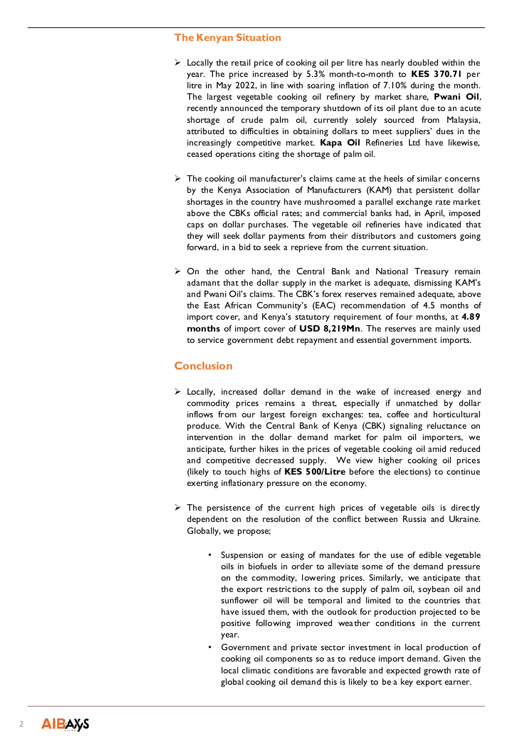## The Kenyan Situation

- Locally the retail price of cooking oil per litre has nearly doubled within the year. The price increased by 5.3% month-to-month to **KES 370.71** per litre in May 2022, in line with soaring inflation of 7.10% during the month. The largest vegetable cooking oil refinery by market share, **Pwani Oil**, recently announced the temporary shutdown of its oil plant due to an acute shortage of crude palm oil, currently solely sourced from Malaysia, attributed to difficulties in obtaining dollars to meet suppliers' dues in the increasingly competitive market. **Kapa Oil** Refineries Ltd have likewise, ceased operations citing the shortage of palm oil.

- The cooking oil manufacturer's claims came at the heels of similar concerns by the Kenya Association of Manufacturers (KAM) that persistent dollar shortages in the country have mushroomed a parallel exchange rate market above the CBKs official rates; and commercial banks had, in April, imposed caps on dollar purchases. The vegetable oil refineries have indicated that they will seek dollar payments from their distributors and customers going forward, in a bid to seek a reprieve from the current situation.

- On the other hand, the Central Bank and National Treasury remain adamant that the dollar supply in the market is adequate, dismissing KAM's and Pwani Oil's claims. The CBK's forex reserves remained adequate, above the East African Community's (EAC) recommendation of 4.5 months of import cover, and Kenya's statutory requirement of four months, at **4.89 months** of import cover of **USD 8,219Mn**. The reserves are mainly used to service government debt repayment and essential government imports.

## Conclusion

- Locally, increased dollar demand in the wake of increased energy and commodity prices remains a threat, especially if unmatched by dollar inflows from our largest foreign exchanges: tea, coffee and horticultural produce. With the Central Bank of Kenya (CBK) signaling reluctance on intervention in the dollar demand market for palm oil importers, we anticipate, further hikes in the prices of vegetable cooking oil amid reduced and competitive decreased supply. We view higher cooking oil prices (likely to touch highs of **KES 500/Litre** before the elections) to continue exerting inflationary pressure on the economy.

- The persistence of the current high prices of vegetable oils is directly dependent on the resolution of the conflict between Russia and Ukraine. Globally, we propose;

  - Suspension or easing of mandates for the use of edible vegetable oils in biofuels in order to alleviate some of the demand pressure on the commodity, lowering prices. Similarly, we anticipate that the export restrictions to the supply of palm oil, soybean oil and sunflower oil will be temporal and limited to the countries that have issued them, with the outlook for production projected to be positive following improved weather conditions in the current year.
  - Government and private sector investment in local production of cooking oil components so as to reduce import demand. Given the local climatic conditions are favorable and expected growth rate of global cooking oil demand this is likely to be a key export earner.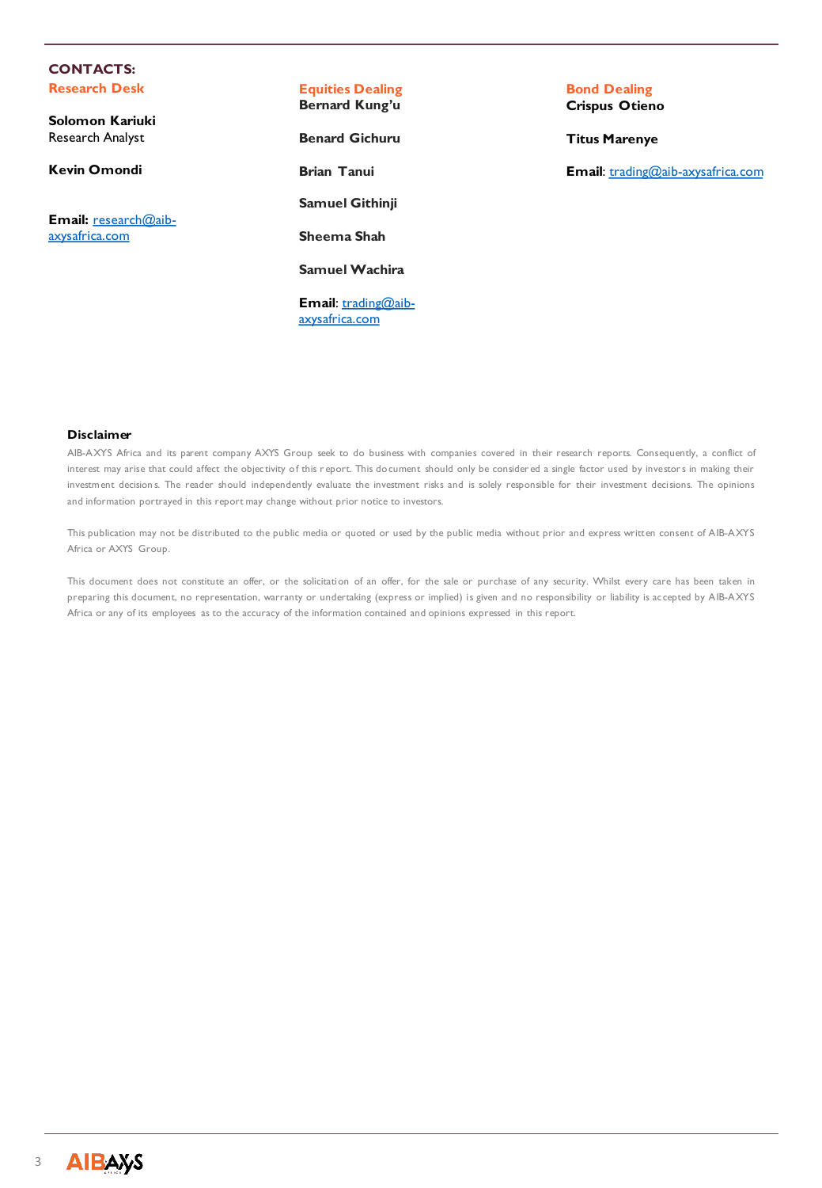**CONTACTS:**

**Research Desk**

**Solomon Kariuki**
Research Analyst

**Kevin Omondi**

**Email:** research@aib-axysafrica.com

**Equities Dealing**

**Bernard Kung'u**

**Benard Gichuru**

**Brian Tanui**

**Samuel Githinji**

**Sheema Shah**

**Samuel Wachira**

**Email**: trading@aib-axysafrica.com

**Bond Dealing**

**Crispus Otieno**

**Titus Marenye**

**Email**: trading@aib-axysafrica.com

**Disclaimer**

AIB-AXYS Africa and its parent company AXYS Group seek to do business with companies covered in their research reports. Consequently, a conflict of interest may arise that could affect the objectivity of this report. This document should only be considered a single factor used by investors in making their investment decisions. The reader should independently evaluate the investment risks and is solely responsible for their investment decisions. The opinions and information portrayed in this report may change without prior notice to investors.

This publication may not be distributed to the public media or quoted or used by the public media without prior and express written consent of AIB-AXYS Africa or AXYS Group.

This document does not constitute an offer, or the solicitation of an offer, for the sale or purchase of any security. Whilst every care has been taken in preparing this document, no representation, warranty or undertaking (express or implied) is given and no responsibility or liability is accepted by AIB-AXYS Africa or any of its employees as to the accuracy of the information contained and opinions expressed in this report.